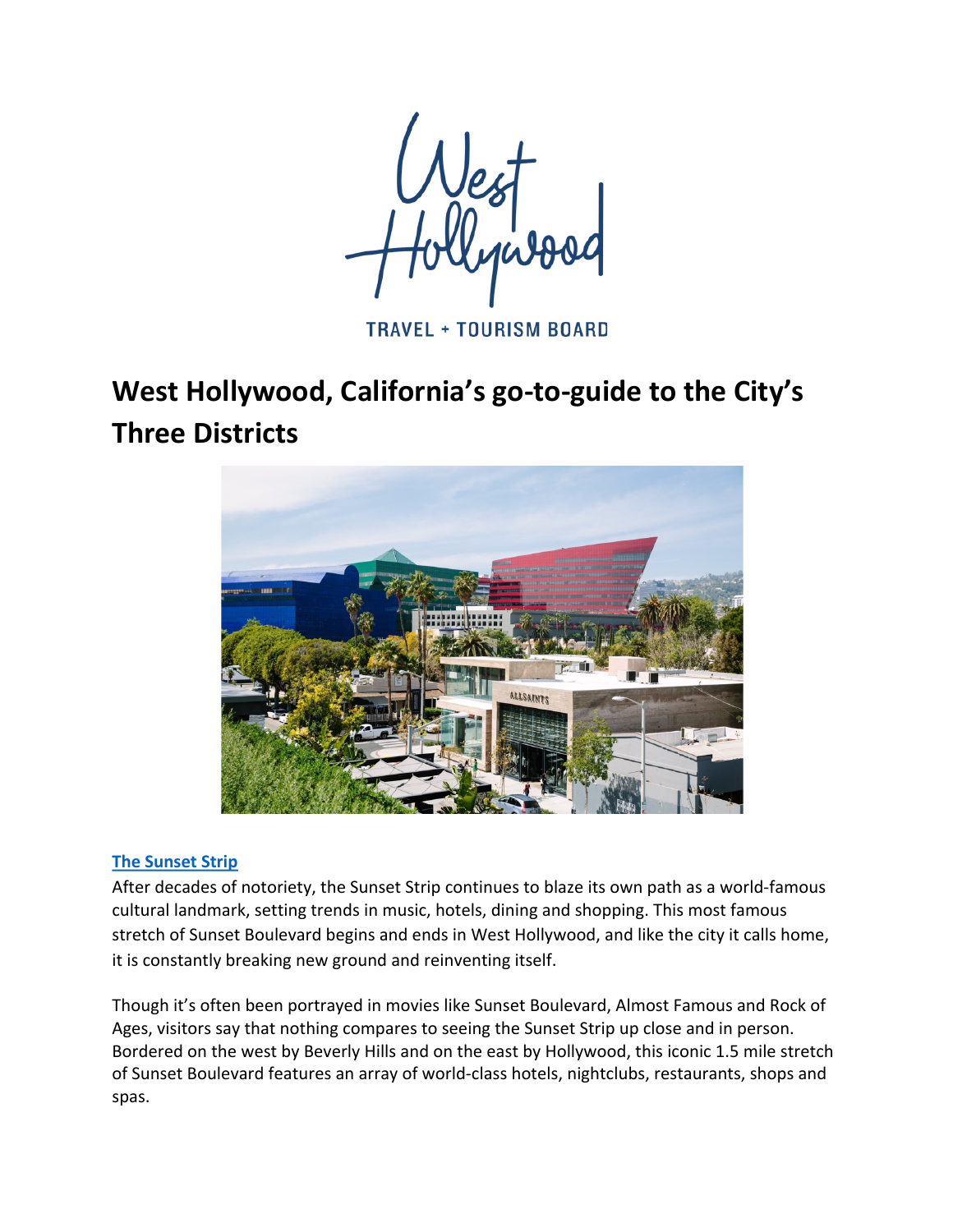West Hollywood

TRAVEL + TOURISM BOARD

# West Hollywood, California's go-to-guide to the City's Three Districts

## The Sunset Strip

After decades of notoriety, the Sunset Strip continues to blaze its own path as a world-famous cultural landmark, setting trends in music, hotels, dining and shopping. This most famous stretch of Sunset Boulevard begins and ends in West Hollywood, and like the city it calls home, it is constantly breaking new ground and reinventing itself.

Though it's often been portrayed in movies like Sunset Boulevard, Almost Famous and Rock of Ages, visitors say that nothing compares to seeing the Sunset Strip up close and in person. Bordered on the west by Beverly Hills and on the east by Hollywood, this iconic 1.5 mile stretch of Sunset Boulevard features an array of world-class hotels, nightclubs, restaurants, shops and spas.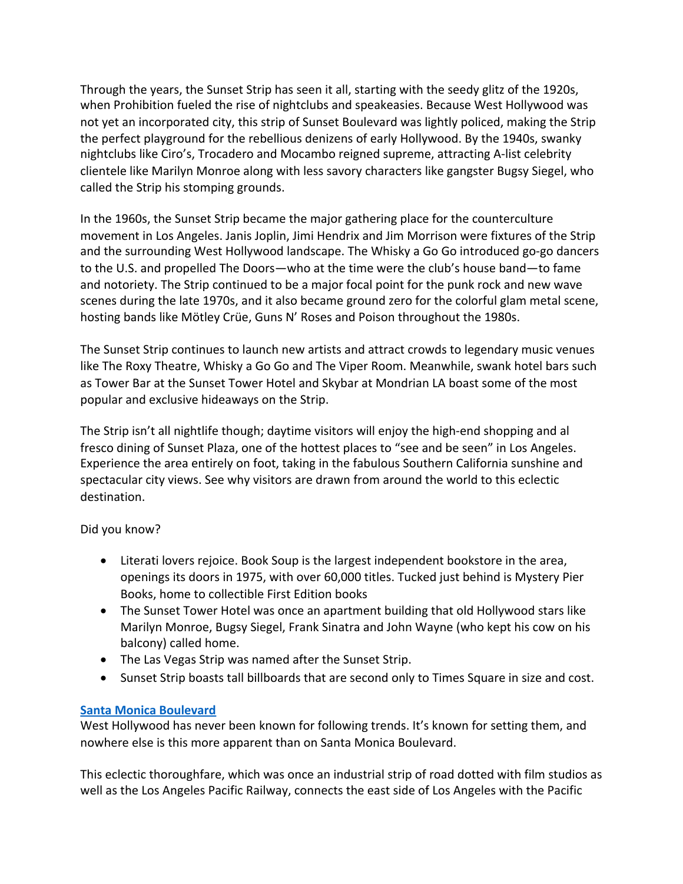Through the years, the Sunset Strip has seen it all, starting with the seedy glitz of the 1920s, when Prohibition fueled the rise of nightclubs and speakeasies. Because West Hollywood was not yet an incorporated city, this strip of Sunset Boulevard was lightly policed, making the Strip the perfect playground for the rebellious denizens of early Hollywood. By the 1940s, swanky nightclubs like Ciro's, Trocadero and Mocambo reigned supreme, attracting A-list celebrity clientele like Marilyn Monroe along with less savory characters like gangster Bugsy Siegel, who called the Strip his stomping grounds.

In the 1960s, the Sunset Strip became the major gathering place for the counterculture movement in Los Angeles. Janis Joplin, Jimi Hendrix and Jim Morrison were fixtures of the Strip and the surrounding West Hollywood landscape. The Whisky a Go Go introduced go-go dancers to the U.S. and propelled The Doors—who at the time were the club's house band—to fame and notoriety. The Strip continued to be a major focal point for the punk rock and new wave scenes during the late 1970s, and it also became ground zero for the colorful glam metal scene, hosting bands like Mötley Crüe, Guns N' Roses and Poison throughout the 1980s.

The Sunset Strip continues to launch new artists and attract crowds to legendary music venues like The Roxy Theatre, Whisky a Go Go and The Viper Room. Meanwhile, swank hotel bars such as Tower Bar at the Sunset Tower Hotel and Skybar at Mondrian LA boast some of the most popular and exclusive hideaways on the Strip.

The Strip isn't all nightlife though; daytime visitors will enjoy the high-end shopping and al fresco dining of Sunset Plaza, one of the hottest places to "see and be seen" in Los Angeles. Experience the area entirely on foot, taking in the fabulous Southern California sunshine and spectacular city views. See why visitors are drawn from around the world to this eclectic destination.

Did you know?

- Literati lovers rejoice. Book Soup is the largest independent bookstore in the area, openings its doors in 1975, with over 60,000 titles. Tucked just behind is Mystery Pier Books, home to collectible First Edition books
- The Sunset Tower Hotel was once an apartment building that old Hollywood stars like Marilyn Monroe, Bugsy Siegel, Frank Sinatra and John Wayne (who kept his cow on his balcony) called home.
- The Las Vegas Strip was named after the Sunset Strip.
- Sunset Strip boasts tall billboards that are second only to Times Square in size and cost.

**Santa Monica Boulevard**

West Hollywood has never been known for following trends. It's known for setting them, and nowhere else is this more apparent than on Santa Monica Boulevard.

This eclectic thoroughfare, which was once an industrial strip of road dotted with film studios as well as the Los Angeles Pacific Railway, connects the east side of Los Angeles with the Pacific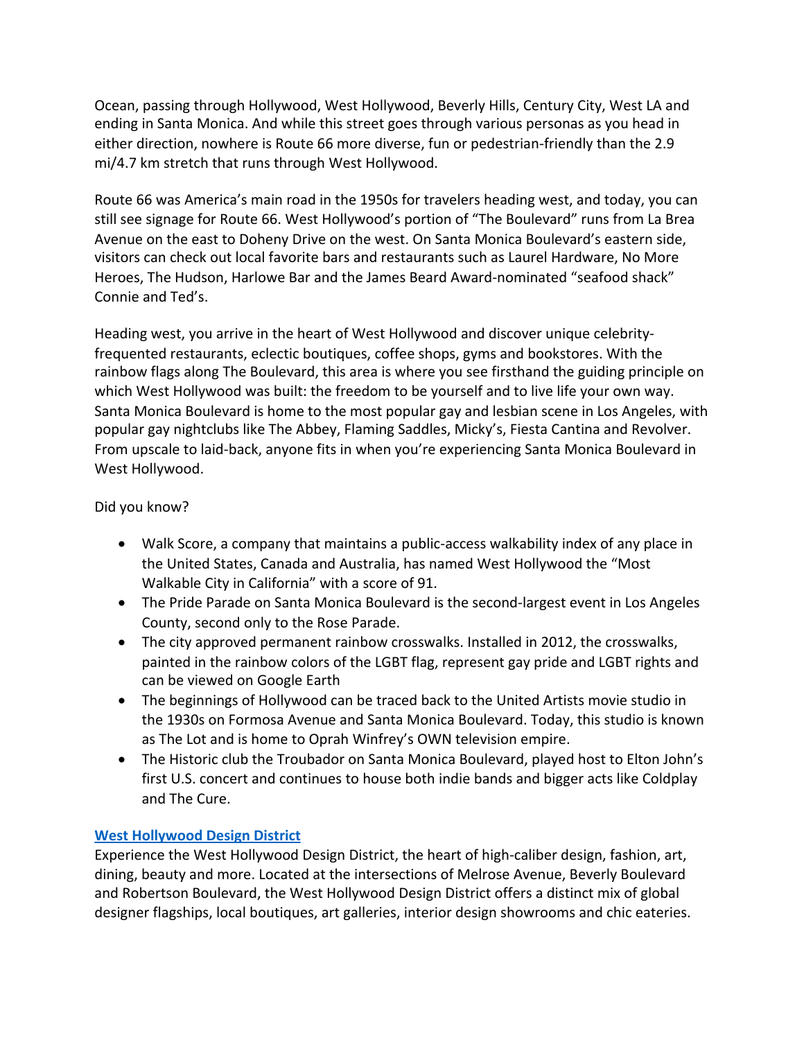Ocean, passing through Hollywood, West Hollywood, Beverly Hills, Century City, West LA and ending in Santa Monica. And while this street goes through various personas as you head in either direction, nowhere is Route 66 more diverse, fun or pedestrian-friendly than the 2.9 mi/4.7 km stretch that runs through West Hollywood.

Route 66 was America's main road in the 1950s for travelers heading west, and today, you can still see signage for Route 66. West Hollywood's portion of "The Boulevard" runs from La Brea Avenue on the east to Doheny Drive on the west. On Santa Monica Boulevard's eastern side, visitors can check out local favorite bars and restaurants such as Laurel Hardware, No More Heroes, The Hudson, Harlowe Bar and the James Beard Award-nominated "seafood shack" Connie and Ted's.

Heading west, you arrive in the heart of West Hollywood and discover unique celebrity-frequented restaurants, eclectic boutiques, coffee shops, gyms and bookstores. With the rainbow flags along The Boulevard, this area is where you see firsthand the guiding principle on which West Hollywood was built: the freedom to be yourself and to live life your own way. Santa Monica Boulevard is home to the most popular gay and lesbian scene in Los Angeles, with popular gay nightclubs like The Abbey, Flaming Saddles, Micky's, Fiesta Cantina and Revolver. From upscale to laid-back, anyone fits in when you're experiencing Santa Monica Boulevard in West Hollywood.

Did you know?

- Walk Score, a company that maintains a public-access walkability index of any place in the United States, Canada and Australia, has named West Hollywood the "Most Walkable City in California" with a score of 91.
- The Pride Parade on Santa Monica Boulevard is the second-largest event in Los Angeles County, second only to the Rose Parade.
- The city approved permanent rainbow crosswalks. Installed in 2012, the crosswalks, painted in the rainbow colors of the LGBT flag, represent gay pride and LGBT rights and can be viewed on Google Earth
- The beginnings of Hollywood can be traced back to the United Artists movie studio in the 1930s on Formosa Avenue and Santa Monica Boulevard. Today, this studio is known as The Lot and is home to Oprah Winfrey's OWN television empire.
- The Historic club the Troubador on Santa Monica Boulevard, played host to Elton John's first U.S. concert and continues to house both indie bands and bigger acts like Coldplay and The Cure.

**West Hollywood Design District**

Experience the West Hollywood Design District, the heart of high-caliber design, fashion, art, dining, beauty and more. Located at the intersections of Melrose Avenue, Beverly Boulevard and Robertson Boulevard, the West Hollywood Design District offers a distinct mix of global designer flagships, local boutiques, art galleries, interior design showrooms and chic eateries.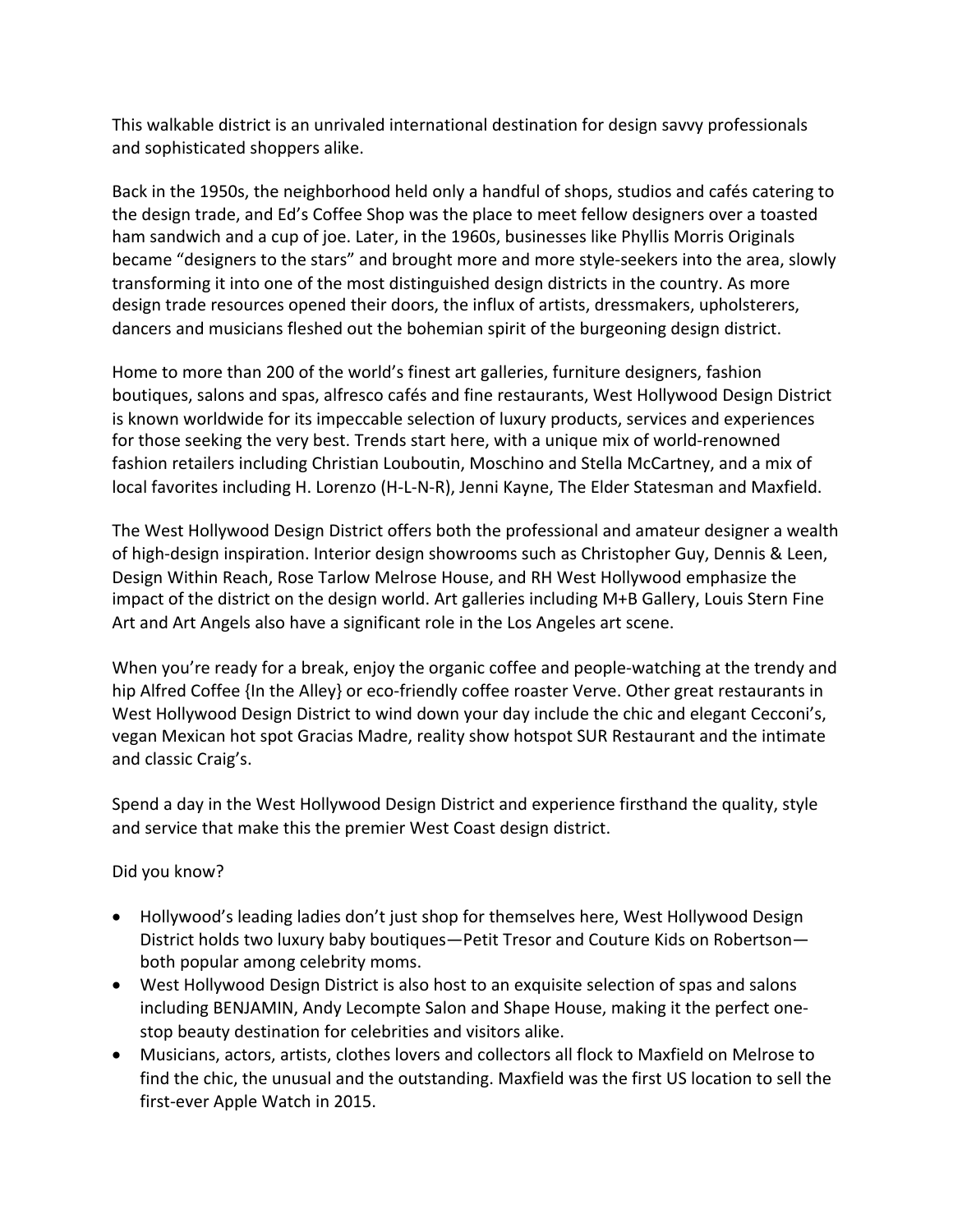This walkable district is an unrivaled international destination for design savvy professionals and sophisticated shoppers alike.

Back in the 1950s, the neighborhood held only a handful of shops, studios and cafés catering to the design trade, and Ed's Coffee Shop was the place to meet fellow designers over a toasted ham sandwich and a cup of joe. Later, in the 1960s, businesses like Phyllis Morris Originals became "designers to the stars" and brought more and more style-seekers into the area, slowly transforming it into one of the most distinguished design districts in the country. As more design trade resources opened their doors, the influx of artists, dressmakers, upholsterers, dancers and musicians fleshed out the bohemian spirit of the burgeoning design district.

Home to more than 200 of the world's finest art galleries, furniture designers, fashion boutiques, salons and spas, alfresco cafés and fine restaurants, West Hollywood Design District is known worldwide for its impeccable selection of luxury products, services and experiences for those seeking the very best. Trends start here, with a unique mix of world-renowned fashion retailers including Christian Louboutin, Moschino and Stella McCartney, and a mix of local favorites including H. Lorenzo (H-L-N-R), Jenni Kayne, The Elder Statesman and Maxfield.

The West Hollywood Design District offers both the professional and amateur designer a wealth of high-design inspiration. Interior design showrooms such as Christopher Guy, Dennis & Leen, Design Within Reach, Rose Tarlow Melrose House, and RH West Hollywood emphasize the impact of the district on the design world. Art galleries including M+B Gallery, Louis Stern Fine Art and Art Angels also have a significant role in the Los Angeles art scene.

When you're ready for a break, enjoy the organic coffee and people-watching at the trendy and hip Alfred Coffee {In the Alley} or eco-friendly coffee roaster Verve. Other great restaurants in West Hollywood Design District to wind down your day include the chic and elegant Cecconi's, vegan Mexican hot spot Gracias Madre, reality show hotspot SUR Restaurant and the intimate and classic Craig's.

Spend a day in the West Hollywood Design District and experience firsthand the quality, style and service that make this the premier West Coast design district.

Did you know?

- Hollywood's leading ladies don't just shop for themselves here, West Hollywood Design District holds two luxury baby boutiques—Petit Tresor and Couture Kids on Robertson—both popular among celebrity moms.
- West Hollywood Design District is also host to an exquisite selection of spas and salons including BENJAMIN, Andy Lecompte Salon and Shape House, making it the perfect one-stop beauty destination for celebrities and visitors alike.
- Musicians, actors, artists, clothes lovers and collectors all flock to Maxfield on Melrose to find the chic, the unusual and the outstanding. Maxfield was the first US location to sell the first-ever Apple Watch in 2015.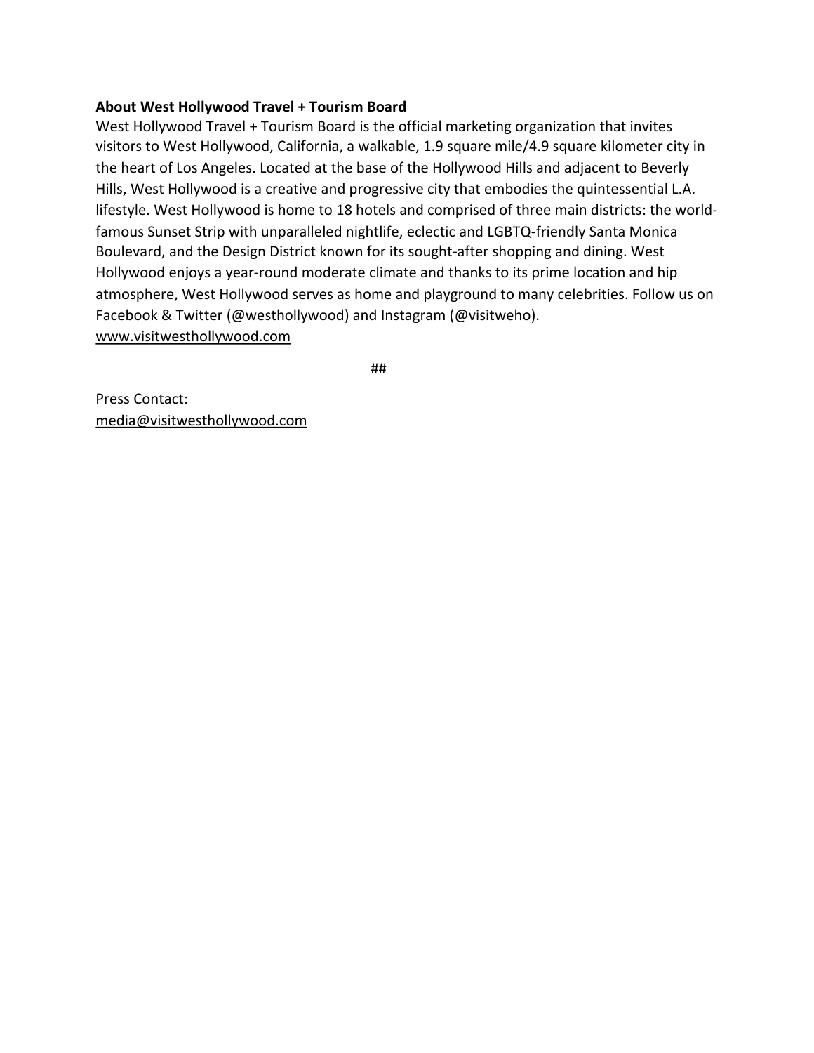**About West Hollywood Travel + Tourism Board**

West Hollywood Travel + Tourism Board is the official marketing organization that invites visitors to West Hollywood, California, a walkable, 1.9 square mile/4.9 square kilometer city in the heart of Los Angeles. Located at the base of the Hollywood Hills and adjacent to Beverly Hills, West Hollywood is a creative and progressive city that embodies the quintessential L.A. lifestyle. West Hollywood is home to 18 hotels and comprised of three main districts: the world-famous Sunset Strip with unparalleled nightlife, eclectic and LGBTQ-friendly Santa Monica Boulevard, and the Design District known for its sought-after shopping and dining. West Hollywood enjoys a year-round moderate climate and thanks to its prime location and hip atmosphere, West Hollywood serves as home and playground to many celebrities. Follow us on Facebook & Twitter (@westhollywood) and Instagram (@visitweho).
www.visitwesthollywood.com

##

Press Contact:
media@visitwesthollywood.com